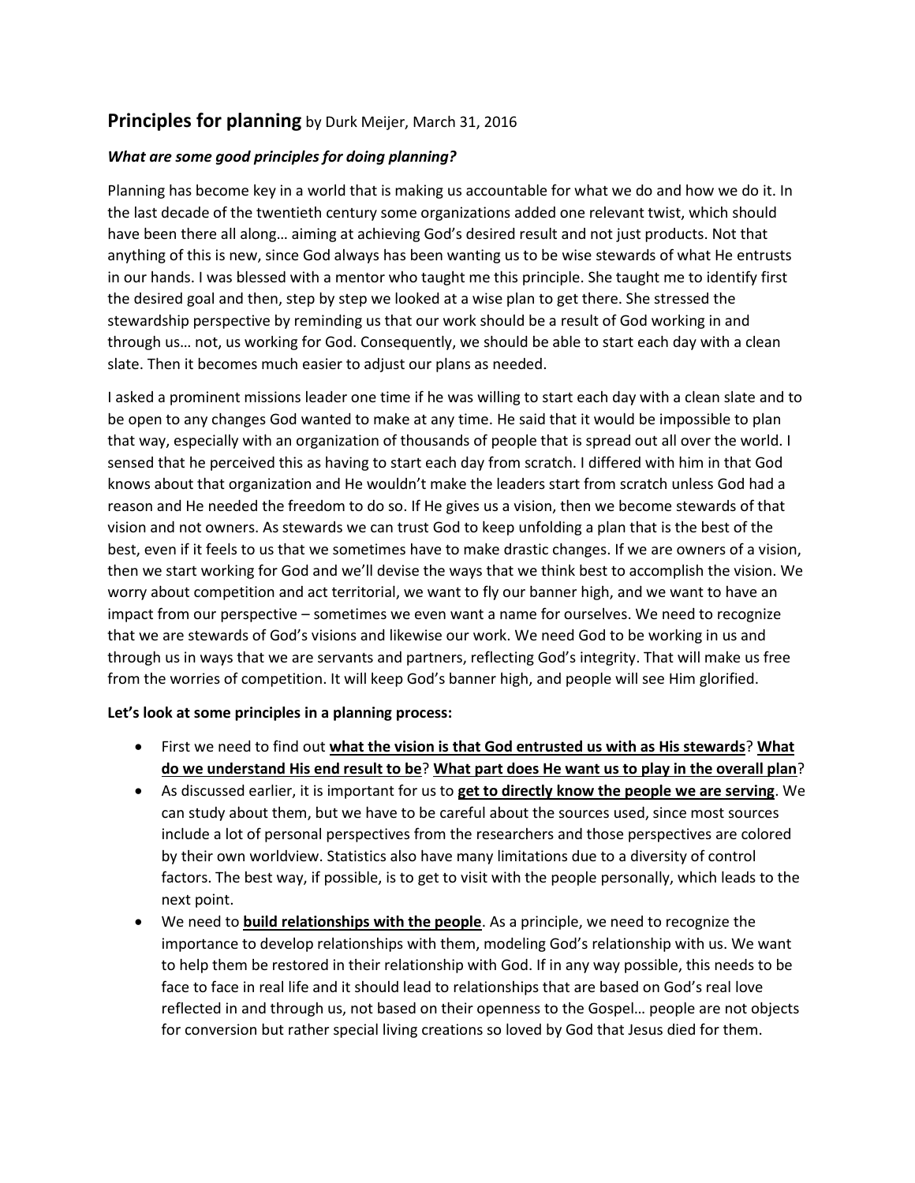## **Principles for planning** by Durk Meijer, March 31, 2016

***What are some good principles for doing planning?***

Planning has become key in a world that is making us accountable for what we do and how we do it. In the last decade of the twentieth century some organizations added one relevant twist, which should have been there all along… aiming at achieving God's desired result and not just products. Not that anything of this is new, since God always has been wanting us to be wise stewards of what He entrusts in our hands. I was blessed with a mentor who taught me this principle. She taught me to identify first the desired goal and then, step by step we looked at a wise plan to get there. She stressed the stewardship perspective by reminding us that our work should be a result of God working in and through us… not, us working for God. Consequently, we should be able to start each day with a clean slate. Then it becomes much easier to adjust our plans as needed.

I asked a prominent missions leader one time if he was willing to start each day with a clean slate and to be open to any changes God wanted to make at any time. He said that it would be impossible to plan that way, especially with an organization of thousands of people that is spread out all over the world. I sensed that he perceived this as having to start each day from scratch. I differed with him in that God knows about that organization and He wouldn't make the leaders start from scratch unless God had a reason and He needed the freedom to do so. If He gives us a vision, then we become stewards of that vision and not owners. As stewards we can trust God to keep unfolding a plan that is the best of the best, even if it feels to us that we sometimes have to make drastic changes. If we are owners of a vision, then we start working for God and we'll devise the ways that we think best to accomplish the vision. We worry about competition and act territorial, we want to fly our banner high, and we want to have an impact from our perspective – sometimes we even want a name for ourselves. We need to recognize that we are stewards of God's visions and likewise our work. We need God to be working in us and through us in ways that we are servants and partners, reflecting God's integrity. That will make us free from the worries of competition. It will keep God's banner high, and people will see Him glorified.

**Let's look at some principles in a planning process:**

- First we need to find out **what the vision is that God entrusted us with as His stewards**? **What do we understand His end result to be**? **What part does He want us to play in the overall plan**?
- As discussed earlier, it is important for us to **get to directly know the people we are serving**. We can study about them, but we have to be careful about the sources used, since most sources include a lot of personal perspectives from the researchers and those perspectives are colored by their own worldview. Statistics also have many limitations due to a diversity of control factors. The best way, if possible, is to get to visit with the people personally, which leads to the next point.
- We need to **build relationships with the people**. As a principle, we need to recognize the importance to develop relationships with them, modeling God's relationship with us. We want to help them be restored in their relationship with God. If in any way possible, this needs to be face to face in real life and it should lead to relationships that are based on God's real love reflected in and through us, not based on their openness to the Gospel… people are not objects for conversion but rather special living creations so loved by God that Jesus died for them.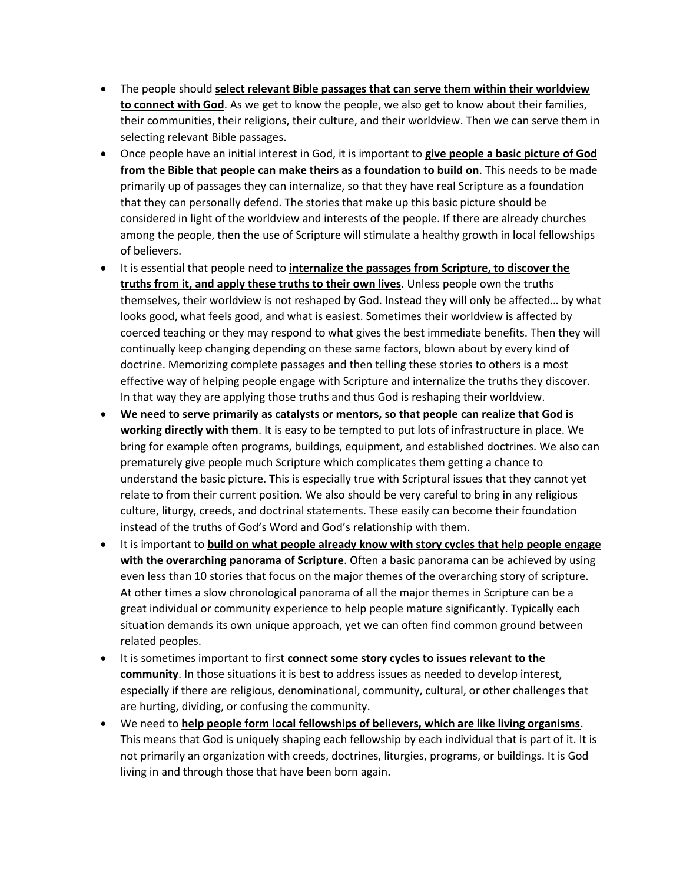- The people should **select relevant Bible passages that can serve them within their worldview to connect with God**. As we get to know the people, we also get to know about their families, their communities, their religions, their culture, and their worldview. Then we can serve them in selecting relevant Bible passages.
- Once people have an initial interest in God, it is important to **give people a basic picture of God from the Bible that people can make theirs as a foundation to build on**. This needs to be made primarily up of passages they can internalize, so that they have real Scripture as a foundation that they can personally defend. The stories that make up this basic picture should be considered in light of the worldview and interests of the people. If there are already churches among the people, then the use of Scripture will stimulate a healthy growth in local fellowships of believers.
- It is essential that people need to **internalize the passages from Scripture, to discover the truths from it, and apply these truths to their own lives**. Unless people own the truths themselves, their worldview is not reshaped by God. Instead they will only be affected… by what looks good, what feels good, and what is easiest. Sometimes their worldview is affected by coerced teaching or they may respond to what gives the best immediate benefits. Then they will continually keep changing depending on these same factors, blown about by every kind of doctrine. Memorizing complete passages and then telling these stories to others is a most effective way of helping people engage with Scripture and internalize the truths they discover. In that way they are applying those truths and thus God is reshaping their worldview.
- **We need to serve primarily as catalysts or mentors, so that people can realize that God is working directly with them**. It is easy to be tempted to put lots of infrastructure in place. We bring for example often programs, buildings, equipment, and established doctrines. We also can prematurely give people much Scripture which complicates them getting a chance to understand the basic picture. This is especially true with Scriptural issues that they cannot yet relate to from their current position. We also should be very careful to bring in any religious culture, liturgy, creeds, and doctrinal statements. These easily can become their foundation instead of the truths of God's Word and God's relationship with them.
- It is important to **build on what people already know with story cycles that help people engage with the overarching panorama of Scripture**. Often a basic panorama can be achieved by using even less than 10 stories that focus on the major themes of the overarching story of scripture. At other times a slow chronological panorama of all the major themes in Scripture can be a great individual or community experience to help people mature significantly. Typically each situation demands its own unique approach, yet we can often find common ground between related peoples.
- It is sometimes important to first **connect some story cycles to issues relevant to the community**. In those situations it is best to address issues as needed to develop interest, especially if there are religious, denominational, community, cultural, or other challenges that are hurting, dividing, or confusing the community.
- We need to **help people form local fellowships of believers, which are like living organisms**. This means that God is uniquely shaping each fellowship by each individual that is part of it. It is not primarily an organization with creeds, doctrines, liturgies, programs, or buildings. It is God living in and through those that have been born again.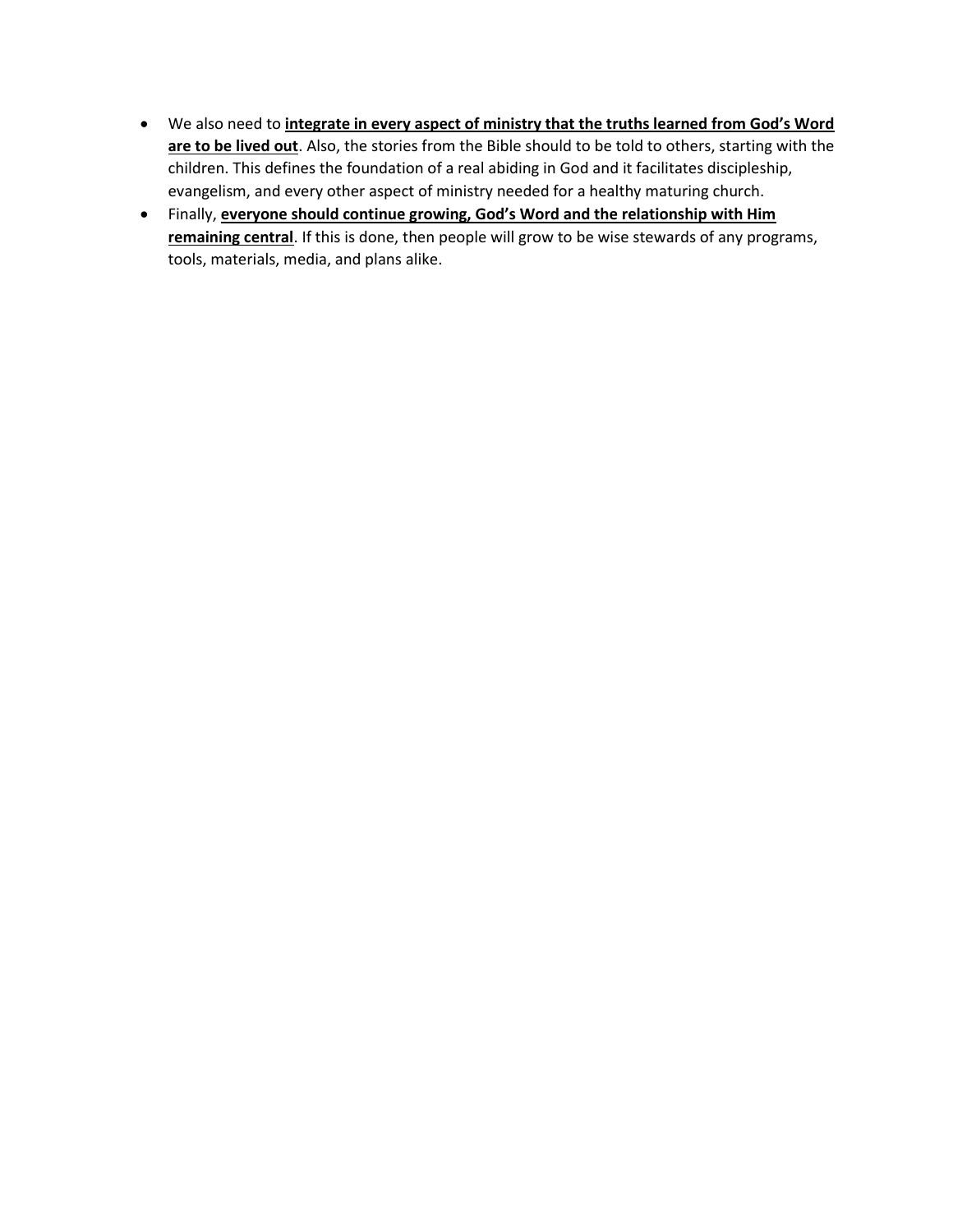- We also need to **<u>integrate in every aspect of ministry that the truths learned from God's Word are to be lived out</u>**. Also, the stories from the Bible should to be told to others, starting with the children. This defines the foundation of a real abiding in God and it facilitates discipleship, evangelism, and every other aspect of ministry needed for a healthy maturing church.
- Finally, **<u>everyone should continue growing, God's Word and the relationship with Him remaining central</u>**. If this is done, then people will grow to be wise stewards of any programs, tools, materials, media, and plans alike.